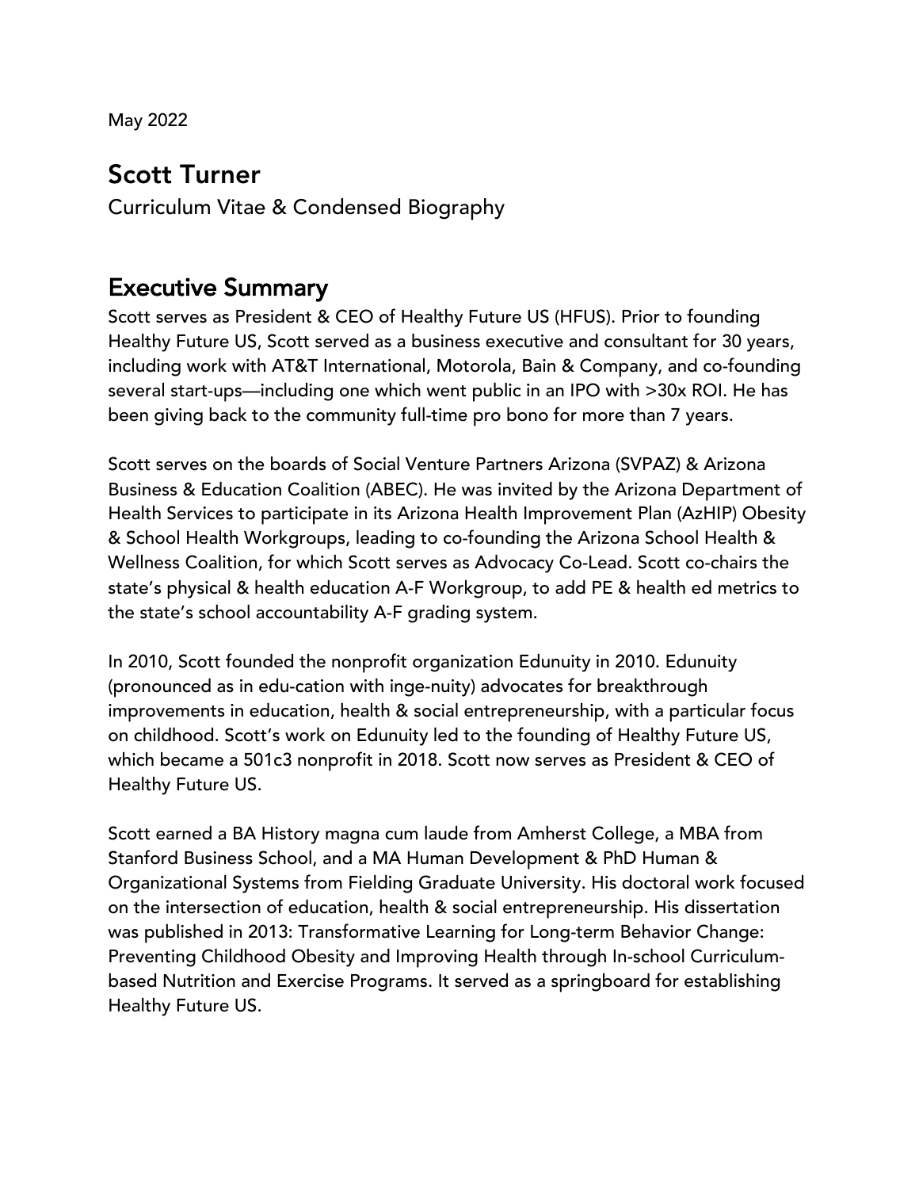May 2022

# Scott Turner

Curriculum Vitae & Condensed Biography

## Executive Summary

Scott serves as President & CEO of Healthy Future US (HFUS). Prior to founding Healthy Future US, Scott served as a business executive and consultant for 30 years, including work with AT&T International, Motorola, Bain & Company, and co-founding several start-ups—including one which went public in an IPO with >30x ROI. He has been giving back to the community full-time pro bono for more than 7 years.

Scott serves on the boards of Social Venture Partners Arizona (SVPAZ) & Arizona Business & Education Coalition (ABEC). He was invited by the Arizona Department of Health Services to participate in its Arizona Health Improvement Plan (AzHIP) Obesity & School Health Workgroups, leading to co-founding the Arizona School Health & Wellness Coalition, for which Scott serves as Advocacy Co-Lead. Scott co-chairs the state's physical & health education A-F Workgroup, to add PE & health ed metrics to the state's school accountability A-F grading system.

In 2010, Scott founded the nonprofit organization Edunuity in 2010. Edunuity (pronounced as in edu-cation with inge-nuity) advocates for breakthrough improvements in education, health & social entrepreneurship, with a particular focus on childhood. Scott's work on Edunuity led to the founding of Healthy Future US, which became a 501c3 nonprofit in 2018. Scott now serves as President & CEO of Healthy Future US.

Scott earned a BA History magna cum laude from Amherst College, a MBA from Stanford Business School, and a MA Human Development & PhD Human & Organizational Systems from Fielding Graduate University. His doctoral work focused on the intersection of education, health & social entrepreneurship. His dissertation was published in 2013: Transformative Learning for Long-term Behavior Change: Preventing Childhood Obesity and Improving Health through In-school Curriculum-based Nutrition and Exercise Programs. It served as a springboard for establishing Healthy Future US.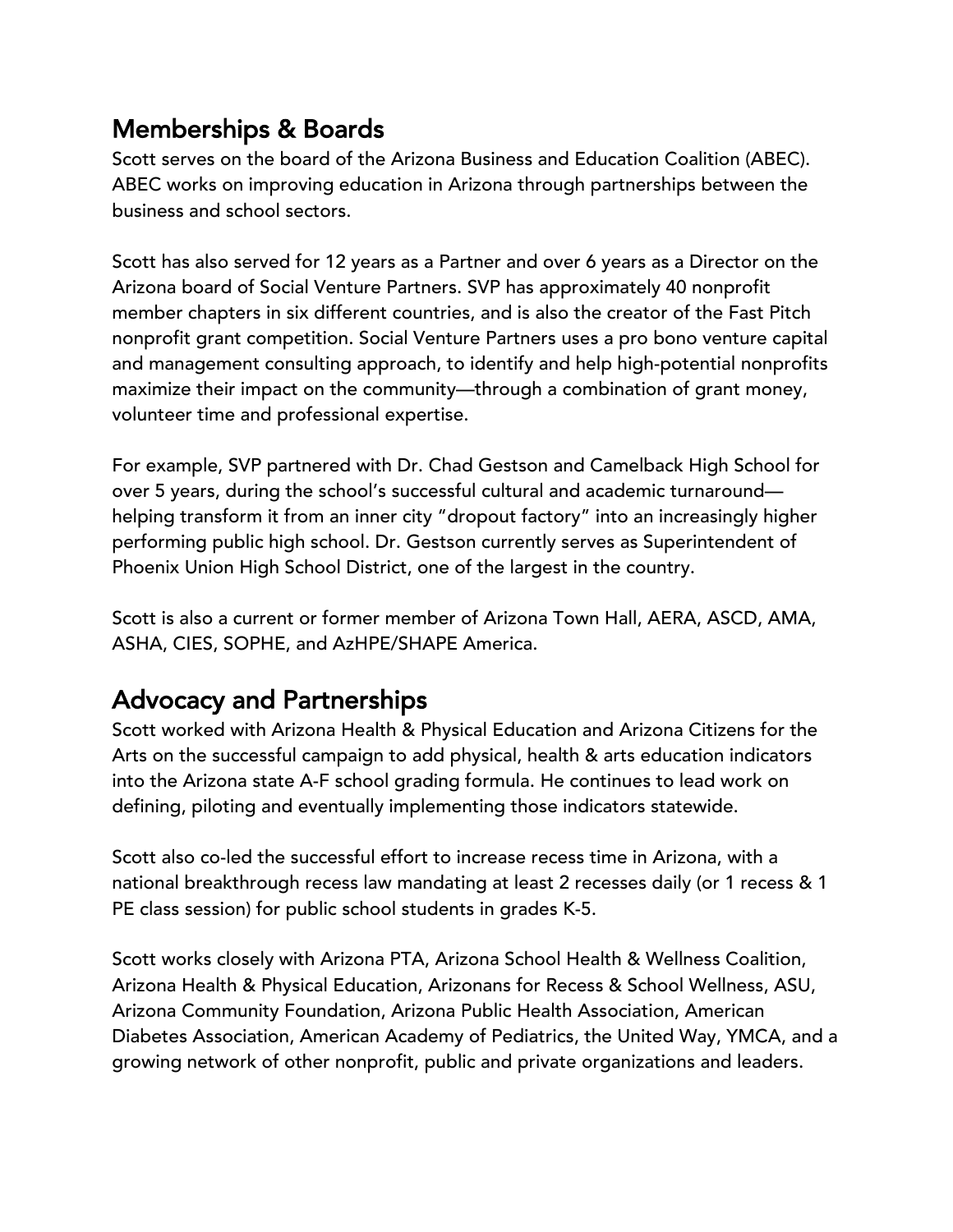## Memberships & Boards

Scott serves on the board of the Arizona Business and Education Coalition (ABEC). ABEC works on improving education in Arizona through partnerships between the business and school sectors.

Scott has also served for 12 years as a Partner and over 6 years as a Director on the Arizona board of Social Venture Partners. SVP has approximately 40 nonprofit member chapters in six different countries, and is also the creator of the Fast Pitch nonprofit grant competition. Social Venture Partners uses a pro bono venture capital and management consulting approach, to identify and help high-potential nonprofits maximize their impact on the community—through a combination of grant money, volunteer time and professional expertise.

For example, SVP partnered with Dr. Chad Gestson and Camelback High School for over 5 years, during the school's successful cultural and academic turnaround—helping transform it from an inner city "dropout factory" into an increasingly higher performing public high school. Dr. Gestson currently serves as Superintendent of Phoenix Union High School District, one of the largest in the country.

Scott is also a current or former member of Arizona Town Hall, AERA, ASCD, AMA, ASHA, CIES, SOPHE, and AzHPE/SHAPE America.

## Advocacy and Partnerships

Scott worked with Arizona Health & Physical Education and Arizona Citizens for the Arts on the successful campaign to add physical, health & arts education indicators into the Arizona state A-F school grading formula. He continues to lead work on defining, piloting and eventually implementing those indicators statewide.

Scott also co-led the successful effort to increase recess time in Arizona, with a national breakthrough recess law mandating at least 2 recesses daily (or 1 recess & 1 PE class session) for public school students in grades K-5.

Scott works closely with Arizona PTA, Arizona School Health & Wellness Coalition, Arizona Health & Physical Education, Arizonans for Recess & School Wellness, ASU, Arizona Community Foundation, Arizona Public Health Association, American Diabetes Association, American Academy of Pediatrics, the United Way, YMCA, and a growing network of other nonprofit, public and private organizations and leaders.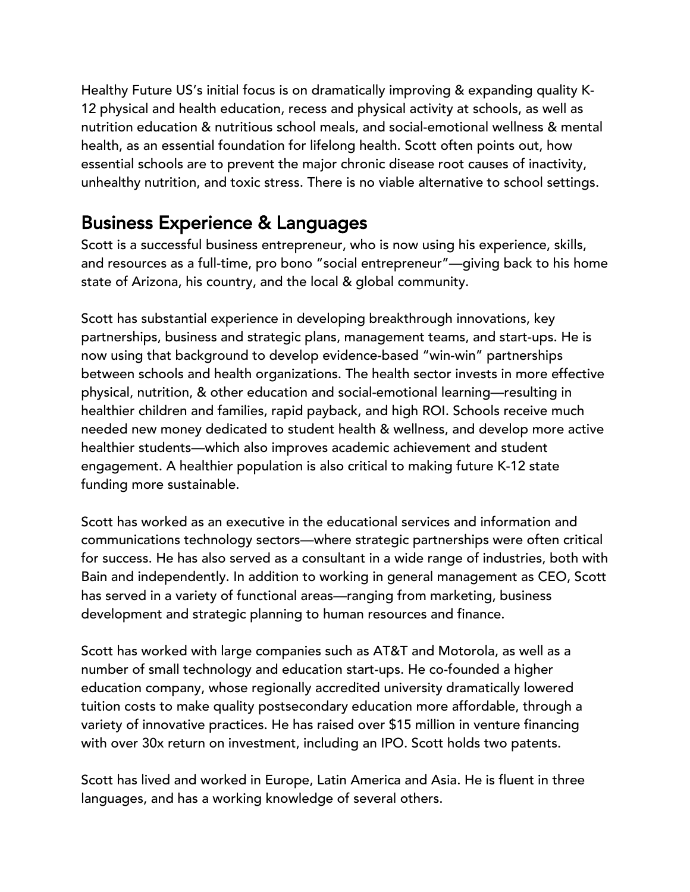Healthy Future US's initial focus is on dramatically improving & expanding quality K-12 physical and health education, recess and physical activity at schools, as well as nutrition education & nutritious school meals, and social-emotional wellness & mental health, as an essential foundation for lifelong health. Scott often points out, how essential schools are to prevent the major chronic disease root causes of inactivity, unhealthy nutrition, and toxic stress. There is no viable alternative to school settings.

## Business Experience & Languages

Scott is a successful business entrepreneur, who is now using his experience, skills, and resources as a full-time, pro bono "social entrepreneur"—giving back to his home state of Arizona, his country, and the local & global community.

Scott has substantial experience in developing breakthrough innovations, key partnerships, business and strategic plans, management teams, and start-ups. He is now using that background to develop evidence-based "win-win" partnerships between schools and health organizations. The health sector invests in more effective physical, nutrition, & other education and social-emotional learning—resulting in healthier children and families, rapid payback, and high ROI. Schools receive much needed new money dedicated to student health & wellness, and develop more active healthier students—which also improves academic achievement and student engagement. A healthier population is also critical to making future K-12 state funding more sustainable.

Scott has worked as an executive in the educational services and information and communications technology sectors—where strategic partnerships were often critical for success. He has also served as a consultant in a wide range of industries, both with Bain and independently. In addition to working in general management as CEO, Scott has served in a variety of functional areas—ranging from marketing, business development and strategic planning to human resources and finance.

Scott has worked with large companies such as AT&T and Motorola, as well as a number of small technology and education start-ups. He co-founded a higher education company, whose regionally accredited university dramatically lowered tuition costs to make quality postsecondary education more affordable, through a variety of innovative practices. He has raised over $15 million in venture financing with over 30x return on investment, including an IPO. Scott holds two patents.

Scott has lived and worked in Europe, Latin America and Asia. He is fluent in three languages, and has a working knowledge of several others.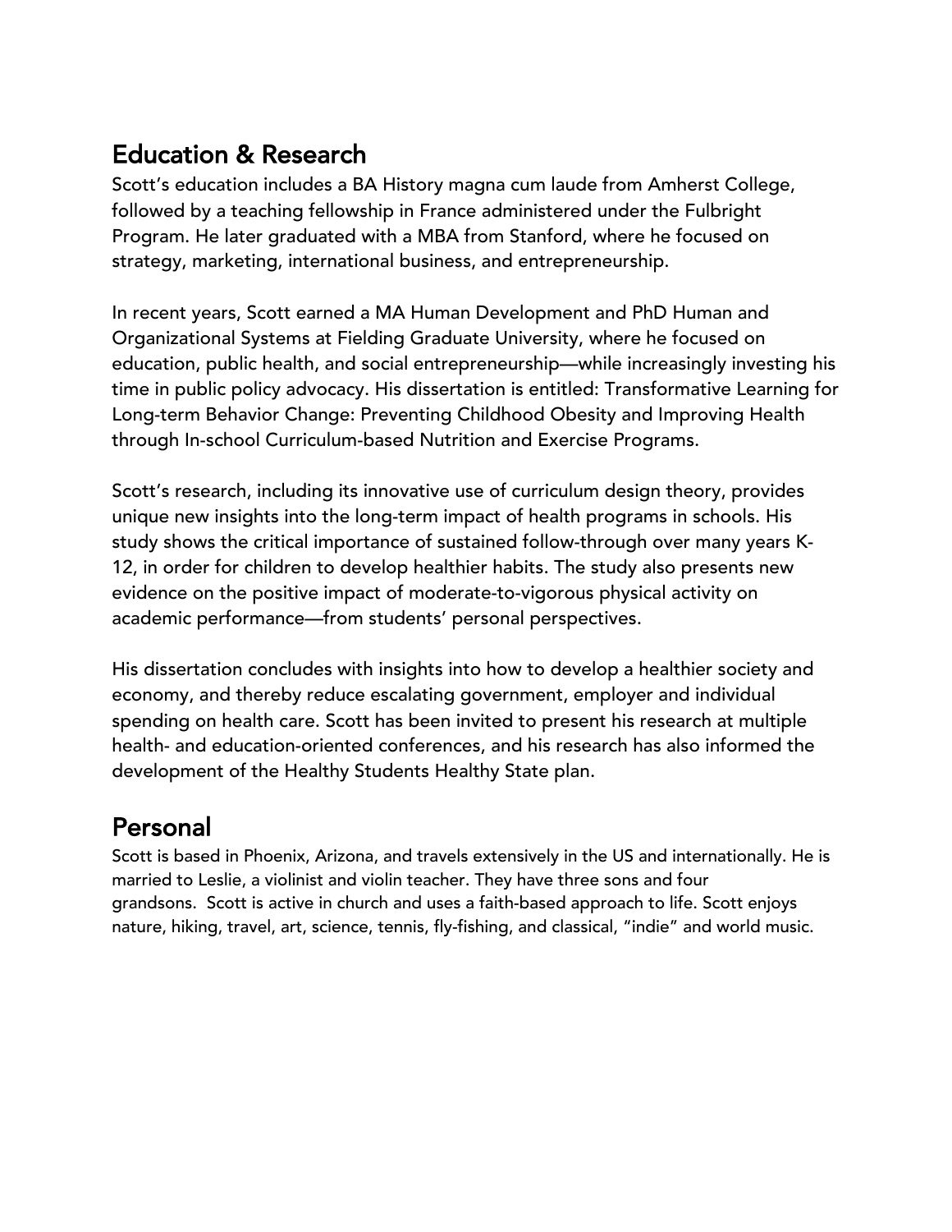## Education & Research

Scott's education includes a BA History magna cum laude from Amherst College, followed by a teaching fellowship in France administered under the Fulbright Program. He later graduated with a MBA from Stanford, where he focused on strategy, marketing, international business, and entrepreneurship.

In recent years, Scott earned a MA Human Development and PhD Human and Organizational Systems at Fielding Graduate University, where he focused on education, public health, and social entrepreneurship—while increasingly investing his time in public policy advocacy. His dissertation is entitled: Transformative Learning for Long-term Behavior Change: Preventing Childhood Obesity and Improving Health through In-school Curriculum-based Nutrition and Exercise Programs.

Scott's research, including its innovative use of curriculum design theory, provides unique new insights into the long-term impact of health programs in schools. His study shows the critical importance of sustained follow-through over many years K-12, in order for children to develop healthier habits. The study also presents new evidence on the positive impact of moderate-to-vigorous physical activity on academic performance—from students' personal perspectives.

His dissertation concludes with insights into how to develop a healthier society and economy, and thereby reduce escalating government, employer and individual spending on health care. Scott has been invited to present his research at multiple health- and education-oriented conferences, and his research has also informed the development of the Healthy Students Healthy State plan.

## Personal

Scott is based in Phoenix, Arizona, and travels extensively in the US and internationally. He is married to Leslie, a violinist and violin teacher. They have three sons and four grandsons. Scott is active in church and uses a faith-based approach to life. Scott enjoys nature, hiking, travel, art, science, tennis, fly-fishing, and classical, "indie" and world music.